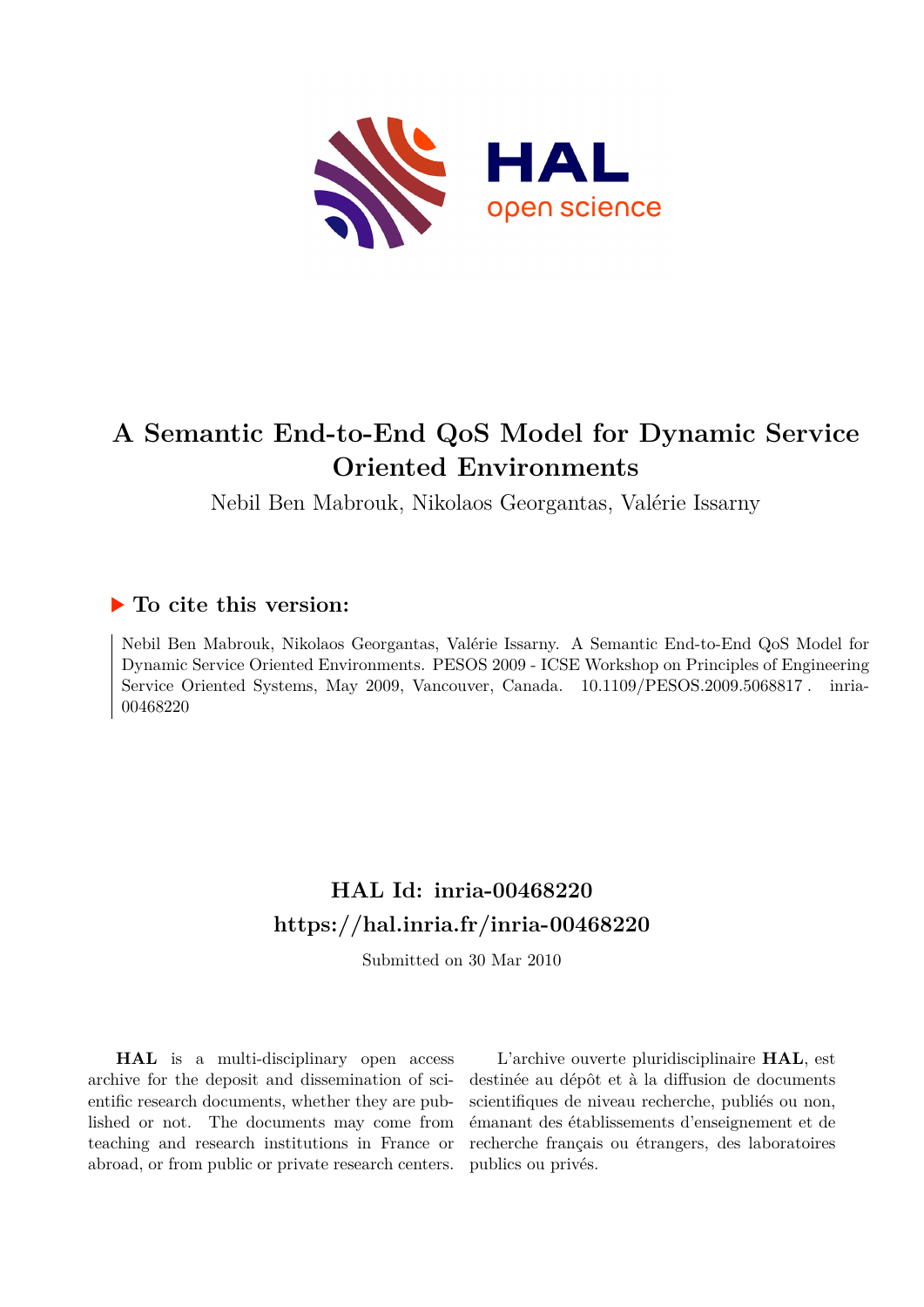# A Semantic End-to-End QoS Model for Dynamic Service Oriented Environments

Nebil Ben Mabrouk, Nikolaos Georgantas, Valérie Issarny

## ▶ To cite this version:

Nebil Ben Mabrouk, Nikolaos Georgantas, Valérie Issarny. A Semantic End-to-End QoS Model for Dynamic Service Oriented Environments. PESOS 2009 - ICSE Workshop on Principles of Engineering Service Oriented Systems, May 2009, Vancouver, Canada. 10.1109/PESOS.2009.5068817 . inria-00468220

## HAL Id: inria-00468220
## https://hal.inria.fr/inria-00468220

Submitted on 30 Mar 2010

**HAL** is a multi-disciplinary open access archive for the deposit and dissemination of scientific research documents, whether they are published or not. The documents may come from teaching and research institutions in France or abroad, or from public or private research centers.

L'archive ouverte pluridisciplinaire **HAL**, est destinée au dépôt et à la diffusion de documents scientifiques de niveau recherche, publiés ou non, émanant des établissements d'enseignement et de recherche français ou étrangers, des laboratoires publics ou privés.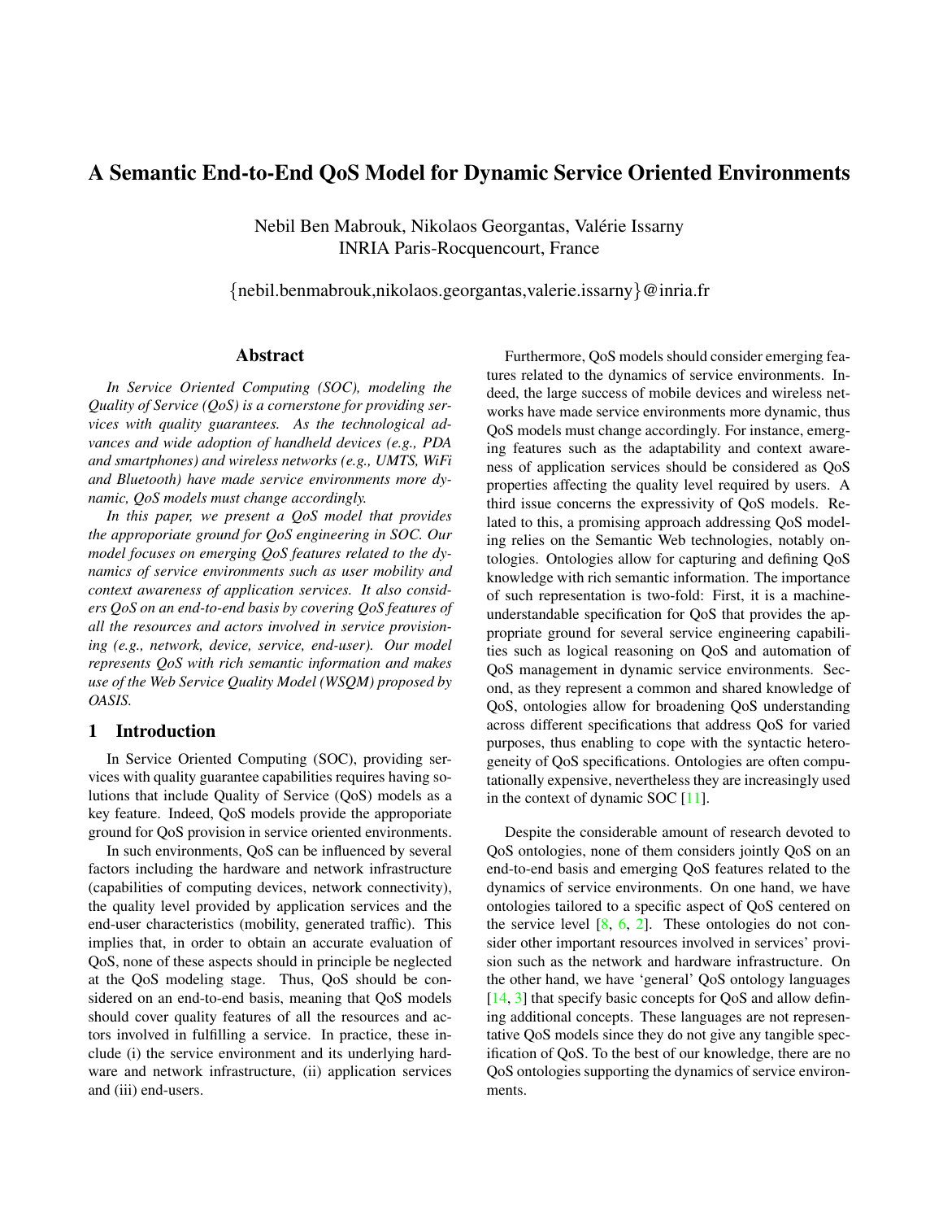# A Semantic End-to-End QoS Model for Dynamic Service Oriented Environments

Nebil Ben Mabrouk, Nikolaos Georgantas, Valérie Issarny
INRIA Paris-Rocquencourt, France

{nebil.benmabrouk,nikolaos.georgantas,valerie.issarny}@inria.fr

## Abstract

*In Service Oriented Computing (SOC), modeling the Quality of Service (QoS) is a cornerstone for providing services with quality guarantees. As the technological advances and wide adoption of handheld devices (e.g., PDA and smartphones) and wireless networks (e.g., UMTS, WiFi and Bluetooth) have made service environments more dynamic, QoS models must change accordingly.*

*In this paper, we present a QoS model that provides the appropriate ground for QoS engineering in SOC. Our model focuses on emerging QoS features related to the dynamics of service environments such as user mobility and context awareness of application services. It also considers QoS on an end-to-end basis by covering QoS features of all the resources and actors involved in service provisioning (e.g., network, device, service, end-user). Our model represents QoS with rich semantic information and makes use of the Web Service Quality Model (WSQM) proposed by OASIS.*

## 1 Introduction

In Service Oriented Computing (SOC), providing services with quality guarantee capabilities requires having solutions that include Quality of Service (QoS) models as a key feature. Indeed, QoS models provide the appropriate ground for QoS provision in service oriented environments.

In such environments, QoS can be influenced by several factors including the hardware and network infrastructure (capabilities of computing devices, network connectivity), the quality level provided by application services and the end-user characteristics (mobility, generated traffic). This implies that, in order to obtain an accurate evaluation of QoS, none of these aspects should in principle be neglected at the QoS modeling stage. Thus, QoS should be considered on an end-to-end basis, meaning that QoS models should cover quality features of all the resources and actors involved in fulfilling a service. In practice, these include (i) the service environment and its underlying hardware and network infrastructure, (ii) application services and (iii) end-users.

Furthermore, QoS models should consider emerging features related to the dynamics of service environments. Indeed, the large success of mobile devices and wireless networks have made service environments more dynamic, thus QoS models must change accordingly. For instance, emerging features such as the adaptability and context awareness of application services should be considered as QoS properties affecting the quality level required by users. A third issue concerns the expressivity of QoS models. Related to this, a promising approach addressing QoS modeling relies on the Semantic Web technologies, notably ontologies. Ontologies allow for capturing and defining QoS knowledge with rich semantic information. The importance of such representation is two-fold: First, it is a machine-understandable specification for QoS that provides the appropriate ground for several service engineering capabilities such as logical reasoning on QoS and automation of QoS management in dynamic service environments. Second, as they represent a common and shared knowledge of QoS, ontologies allow for broadening QoS understanding across different specifications that address QoS for varied purposes, thus enabling to cope with the syntactic heterogeneity of QoS specifications. Ontologies are often computationally expensive, nevertheless they are increasingly used in the context of dynamic SOC [11].

Despite the considerable amount of research devoted to QoS ontologies, none of them considers jointly QoS on an end-to-end basis and emerging QoS features related to the dynamics of service environments. On one hand, we have ontologies tailored to a specific aspect of QoS centered on the service level [8, 6, 2]. These ontologies do not consider other important resources involved in services' provision such as the network and hardware infrastructure. On the other hand, we have 'general' QoS ontology languages [14, 3] that specify basic concepts for QoS and allow defining additional concepts. These languages are not representative QoS models since they do not give any tangible specification of QoS. To the best of our knowledge, there are no QoS ontologies supporting the dynamics of service environments.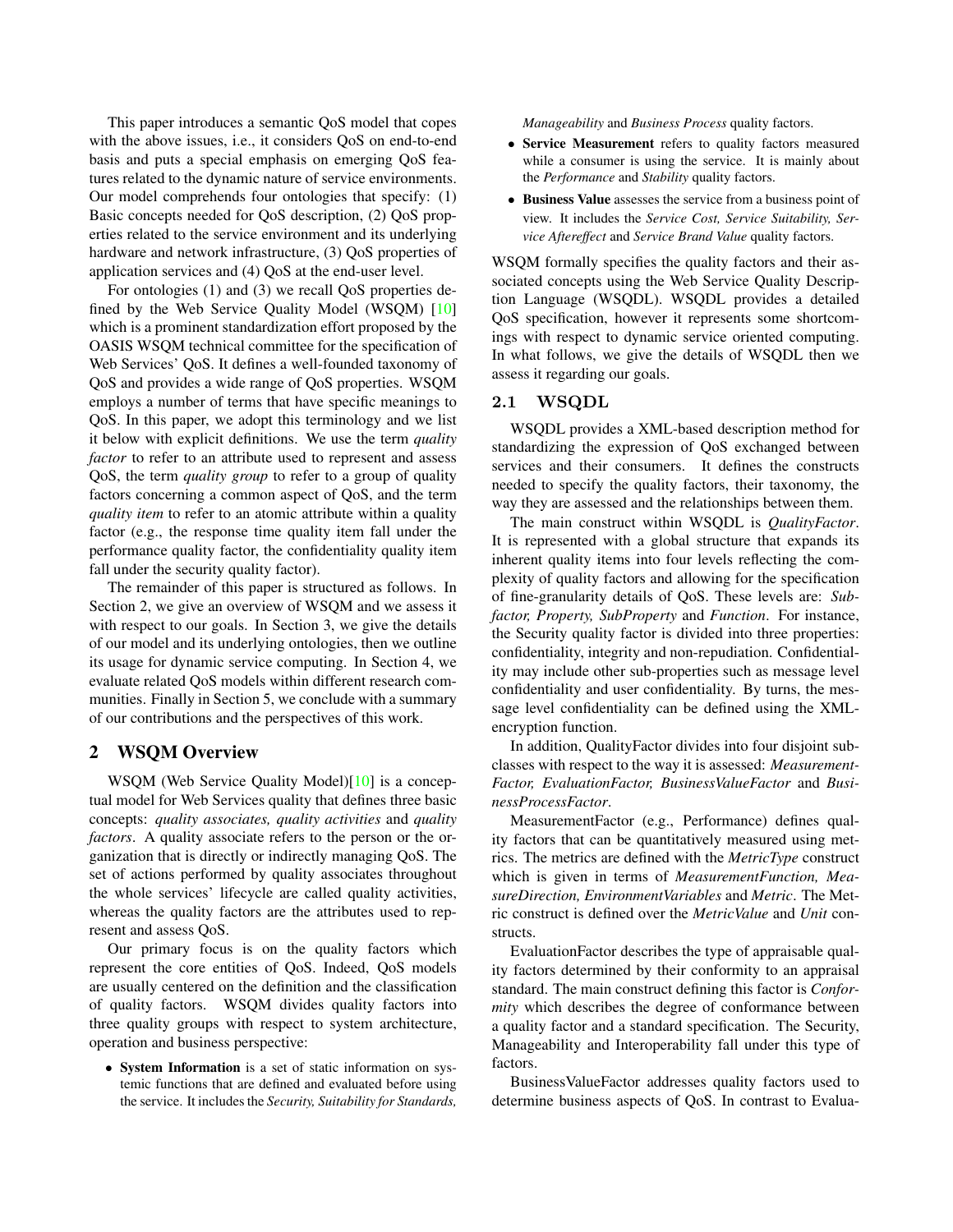This paper introduces a semantic QoS model that copes with the above issues, i.e., it considers QoS on end-to-end basis and puts a special emphasis on emerging QoS features related to the dynamic nature of service environments. Our model comprehends four ontologies that specify: (1) Basic concepts needed for QoS description, (2) QoS properties related to the service environment and its underlying hardware and network infrastructure, (3) QoS properties of application services and (4) QoS at the end-user level.

For ontologies (1) and (3) we recall QoS properties defined by the Web Service Quality Model (WSQM) [10] which is a prominent standardization effort proposed by the OASIS WSQM technical committee for the specification of Web Services' QoS. It defines a well-founded taxonomy of QoS and provides a wide range of QoS properties. WSQM employs a number of terms that have specific meanings to QoS. In this paper, we adopt this terminology and we list it below with explicit definitions. We use the term *quality factor* to refer to an attribute used to represent and assess QoS, the term *quality group* to refer to a group of quality factors concerning a common aspect of QoS, and the term *quality item* to refer to an atomic attribute within a quality factor (e.g., the response time quality item fall under the performance quality factor, the confidentiality quality item fall under the security quality factor).

The remainder of this paper is structured as follows. In Section 2, we give an overview of WSQM and we assess it with respect to our goals. In Section 3, we give the details of our model and its underlying ontologies, then we outline its usage for dynamic service computing. In Section 4, we evaluate related QoS models within different research communities. Finally in Section 5, we conclude with a summary of our contributions and the perspectives of this work.

## 2 WSQM Overview

WSQM (Web Service Quality Model)[10] is a conceptual model for Web Services quality that defines three basic concepts: *quality associates, quality activities* and *quality factors*. A quality associate refers to the person or the organization that is directly or indirectly managing QoS. The set of actions performed by quality associates throughout the whole services' lifecycle are called quality activities, whereas the quality factors are the attributes used to represent and assess QoS.

Our primary focus is on the quality factors which represent the core entities of QoS. Indeed, QoS models are usually centered on the definition and the classification of quality factors. WSQM divides quality factors into three quality groups with respect to system architecture, operation and business perspective:

- **System Information** is a set of static information on systemic functions that are defined and evaluated before using the service. It includes the *Security, Suitability for Standards, Manageability* and *Business Process* quality factors.
- **Service Measurement** refers to quality factors measured while a consumer is using the service. It is mainly about the *Performance* and *Stability* quality factors.
- **Business Value** assesses the service from a business point of view. It includes the *Service Cost, Service Suitability, Service Aftereffect* and *Service Brand Value* quality factors.

WSQM formally specifies the quality factors and their associated concepts using the Web Service Quality Description Language (WSQDL). WSQDL provides a detailed QoS specification, however it represents some shortcomings with respect to dynamic service oriented computing. In what follows, we give the details of WSQDL then we assess it regarding our goals.

### 2.1 WSQDL

WSQDL provides a XML-based description method for standardizing the expression of QoS exchanged between services and their consumers. It defines the constructs needed to specify the quality factors, their taxonomy, the way they are assessed and the relationships between them.

The main construct within WSQDL is *QualityFactor*. It is represented with a global structure that expands its inherent quality items into four levels reflecting the complexity of quality factors and allowing for the specification of fine-granularity details of QoS. These levels are: *Subfactor, Property, SubProperty* and *Function*. For instance, the Security quality factor is divided into three properties: confidentiality, integrity and non-repudiation. Confidentiality may include other sub-properties such as message level confidentiality and user confidentiality. By turns, the message level confidentiality can be defined using the XML-encryption function.

In addition, QualityFactor divides into four disjoint subclasses with respect to the way it is assessed: *MeasurementFactor, EvaluationFactor, BusinessValueFactor* and *BusinessProcessFactor*.

MeasurementFactor (e.g., Performance) defines quality factors that can be quantitatively measured using metrics. The metrics are defined with the *MetricType* construct which is given in terms of *MeasurementFunction, MeasureDirection, EnvironmentVariables* and *Metric*. The Metric construct is defined over the *MetricValue* and *Unit* constructs.

EvaluationFactor describes the type of appraisable quality factors determined by their conformity to an appraisal standard. The main construct defining this factor is *Conformity* which describes the degree of conformance between a quality factor and a standard specification. The Security, Manageability and Interoperability fall under this type of factors.

BusinessValueFactor addresses quality factors used to determine business aspects of QoS. In contrast to Evalua-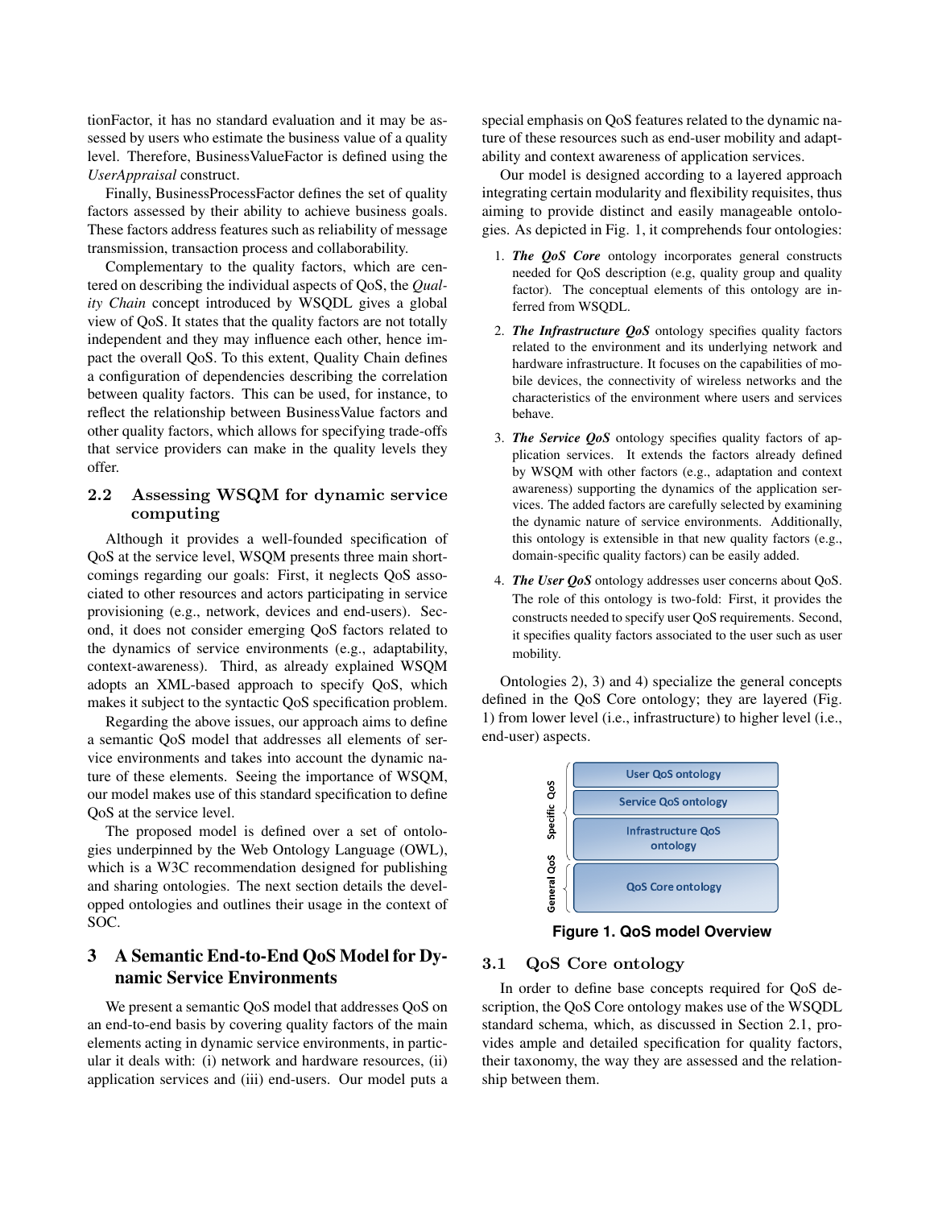tionFactor, it has no standard evaluation and it may be assessed by users who estimate the business value of a quality level. Therefore, BusinessValueFactor is defined using the *UserAppraisal* construct.

Finally, BusinessProcessFactor defines the set of quality factors assessed by their ability to achieve business goals. These factors address features such as reliability of message transmission, transaction process and collaborability.

Complementary to the quality factors, which are centered on describing the individual aspects of QoS, the *Quality Chain* concept introduced by WSQDL gives a global view of QoS. It states that the quality factors are not totally independent and they may influence each other, hence impact the overall QoS. To this extent, Quality Chain defines a configuration of dependencies describing the correlation between quality factors. This can be used, for instance, to reflect the relationship between BusinessValue factors and other quality factors, which allows for specifying trade-offs that service providers can make in the quality levels they offer.

### 2.2 Assessing WSQM for dynamic service computing

Although it provides a well-founded specification of QoS at the service level, WSQM presents three main shortcomings regarding our goals: First, it neglects QoS associated to other resources and actors participating in service provisioning (e.g., network, devices and end-users). Second, it does not consider emerging QoS factors related to the dynamics of service environments (e.g., adaptability, context-awareness). Third, as already explained WSQM adopts an XML-based approach to specify QoS, which makes it subject to the syntactic QoS specification problem.

Regarding the above issues, our approach aims to define a semantic QoS model that addresses all elements of service environments and takes into account the dynamic nature of these elements. Seeing the importance of WSQM, our model makes use of this standard specification to define QoS at the service level.

The proposed model is defined over a set of ontologies underpinned by the Web Ontology Language (OWL), which is a W3C recommendation designed for publishing and sharing ontologies. The next section details the developped ontologies and outlines their usage in the context of SOC.

## 3 A Semantic End-to-End QoS Model for Dynamic Service Environments

We present a semantic QoS model that addresses QoS on an end-to-end basis by covering quality factors of the main elements acting in dynamic service environments, in particular it deals with: (i) network and hardware resources, (ii) application services and (iii) end-users. Our model puts a special emphasis on QoS features related to the dynamic nature of these resources such as end-user mobility and adaptability and context awareness of application services.

Our model is designed according to a layered approach integrating certain modularity and flexibility requisites, thus aiming to provide distinct and easily manageable ontologies. As depicted in Fig. 1, it comprehends four ontologies:

1. ***The QoS Core*** ontology incorporates general constructs needed for QoS description (e.g, quality group and quality factor). The conceptual elements of this ontology are inferred from WSQDL.
2. ***The Infrastructure QoS*** ontology specifies quality factors related to the environment and its underlying network and hardware infrastructure. It focuses on the capabilities of mobile devices, the connectivity of wireless networks and the characteristics of the environment where users and services behave.
3. ***The Service QoS*** ontology specifies quality factors of application services. It extends the factors already defined by WSQM with other factors (e.g., adaptation and context awareness) supporting the dynamics of the application services. The added factors are carefully selected by examining the dynamic nature of service environments. Additionally, this ontology is extensible in that new quality factors (e.g., domain-specific quality factors) can be easily added.
4. ***The User QoS*** ontology addresses user concerns about QoS. The role of this ontology is two-fold: First, it provides the constructs needed to specify user QoS requirements. Second, it specifies quality factors associated to the user such as user mobility.

Ontologies 2), 3) and 4) specialize the general concepts defined in the QoS Core ontology; they are layered (Fig. 1) from lower level (i.e., infrastructure) to higher level (i.e., end-user) aspects.

| | |
|---|---|
| Specific QoS | User QoS ontology |
| | Service QoS ontology |
| | Infrastructure QoS ontology |
| General QoS | QoS Core ontology |

**Figure 1. QoS model Overview**

### 3.1 QoS Core ontology

In order to define base concepts required for QoS description, the QoS Core ontology makes use of the WSQDL standard schema, which, as discussed in Section 2.1, provides ample and detailed specification for quality factors, their taxonomy, the way they are assessed and the relationship between them.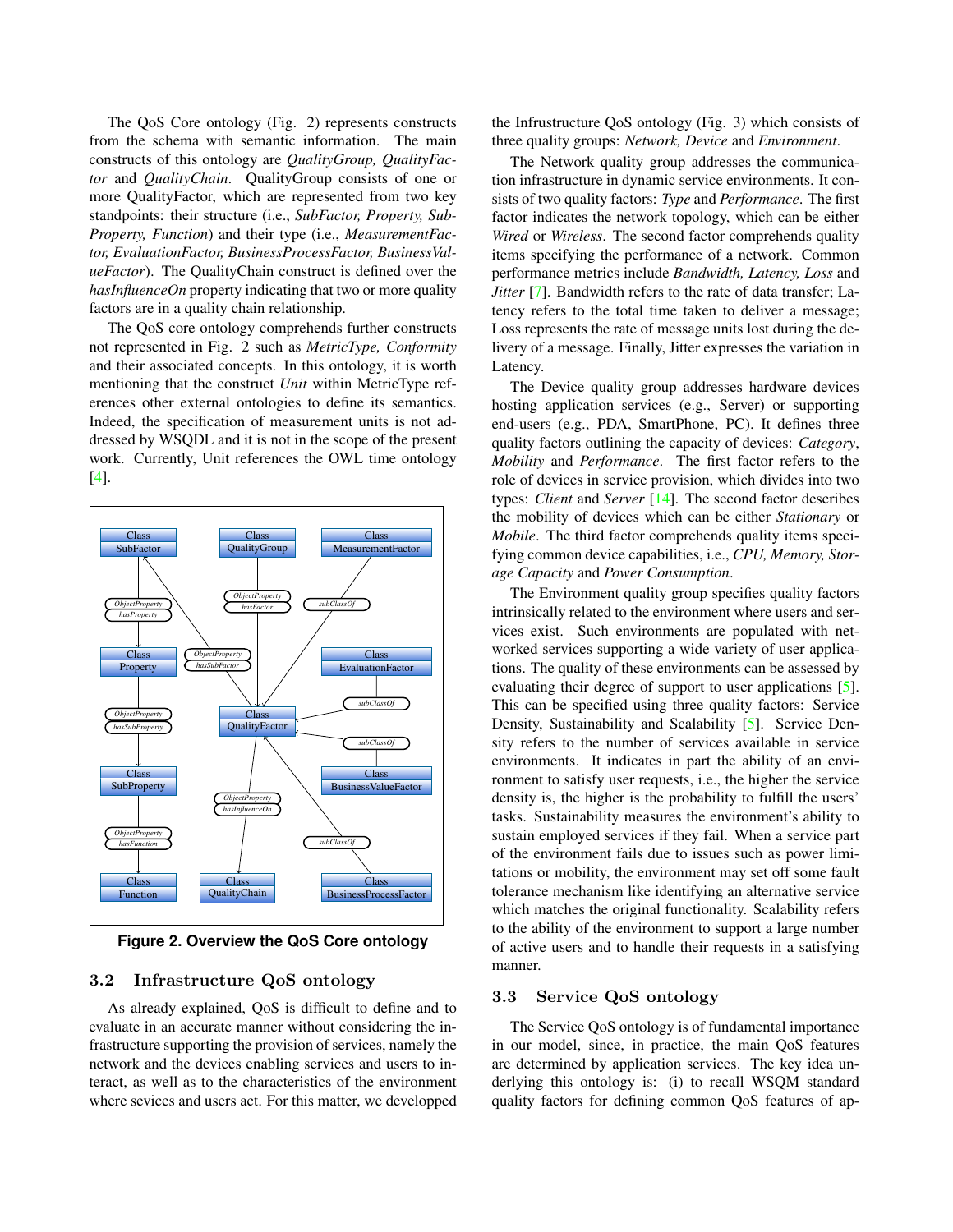The QoS Core ontology (Fig. 2) represents constructs from the schema with semantic information. The main constructs of this ontology are *QualityGroup, QualityFactor* and *QualityChain*. QualityGroup consists of one or more QualityFactor, which are represented from two key standpoints: their structure (i.e., *SubFactor, Property, SubProperty, Function*) and their type (i.e., *MeasurementFactor, EvaluationFactor, BusinessProcessFactor, BusinessValueFactor*). The QualityChain construct is defined over the *hasInfluenceOn* property indicating that two or more quality factors are in a quality chain relationship.

The QoS core ontology comprehends further constructs not represented in Fig. 2 such as *MetricType, Conformity* and their associated concepts. In this ontology, it is worth mentioning that the construct *Unit* within MetricType references other external ontologies to define its semantics. Indeed, the specification of measurement units is not addressed by WSQDL and it is not in the scope of the present work. Currently, Unit references the OWL time ontology [4].

Class
SubFactor
Class
QualityGroup
Class
MeasurementFactor
ObjectProperty
hasProperty
ObjectProperty
hasFactor
subClassOf
Class
Property
ObjectProperty
hasSubFactor
Class
EvaluationFactor
subClassOf
ObjectProperty
hasSubProperty
Class
QualityFactor
subClassOf
Class
SubProperty
Class
BusinessValueFactor
ObjectProperty
hasInfluenceOn
ObjectProperty
hasFunction
subClassOf
Class
Function
Class
QualityChain
Class
BusinessProcessFactor

**Figure 2. Overview the QoS Core ontology**

### 3.2 Infrastructure QoS ontology

As already explained, QoS is difficult to define and to evaluate in an accurate manner without considering the infrastructure supporting the provision of services, namely the network and the devices enabling services and users to interact, as well as to the characteristics of the environment where sevices and users act. For this matter, we developped the Infrustructure QoS ontology (Fig. 3) which consists of three quality groups: *Network, Device* and *Environment*.

The Network quality group addresses the communication infrastructure in dynamic service environments. It consists of two quality factors: *Type* and *Performance*. The first factor indicates the network topology, which can be either *Wired* or *Wireless*. The second factor comprehends quality items specifying the performance of a network. Common performance metrics include *Bandwidth, Latency, Loss* and *Jitter* [7]. Bandwidth refers to the rate of data transfer; Latency refers to the total time taken to deliver a message; Loss represents the rate of message units lost during the delivery of a message. Finally, Jitter expresses the variation in Latency.

The Device quality group addresses hardware devices hosting application services (e.g., Server) or supporting end-users (e.g., PDA, SmartPhone, PC). It defines three quality factors outlining the capacity of devices: *Category*, *Mobility* and *Performance*. The first factor refers to the role of devices in service provision, which divides into two types: *Client* and *Server* [14]. The second factor describes the mobility of devices which can be either *Stationary* or *Mobile*. The third factor comprehends quality items specifying common device capabilities, i.e., *CPU, Memory, Storage Capacity* and *Power Consumption*.

The Environment quality group specifies quality factors intrinsically related to the environment where users and services exist. Such environments are populated with networked services supporting a wide variety of user applications. The quality of these environments can be assessed by evaluating their degree of support to user applications [5]. This can be specified using three quality factors: Service Density, Sustainability and Scalability [5]. Service Density refers to the number of services available in service environments. It indicates in part the ability of an environment to satisfy user requests, i.e., the higher the service density is, the higher is the probability to fulfill the users' tasks. Sustainability measures the environment's ability to sustain employed services if they fail. When a service part of the environment fails due to issues such as power limitations or mobility, the environment may set off some fault tolerance mechanism like identifying an alternative service which matches the original functionality. Scalability refers to the ability of the environment to support a large number of active users and to handle their requests in a satisfying manner.

### 3.3 Service QoS ontology

The Service QoS ontology is of fundamental importance in our model, since, in practice, the main QoS features are determined by application services. The key idea underlying this ontology is: (i) to recall WSQM standard quality factors for defining common QoS features of ap-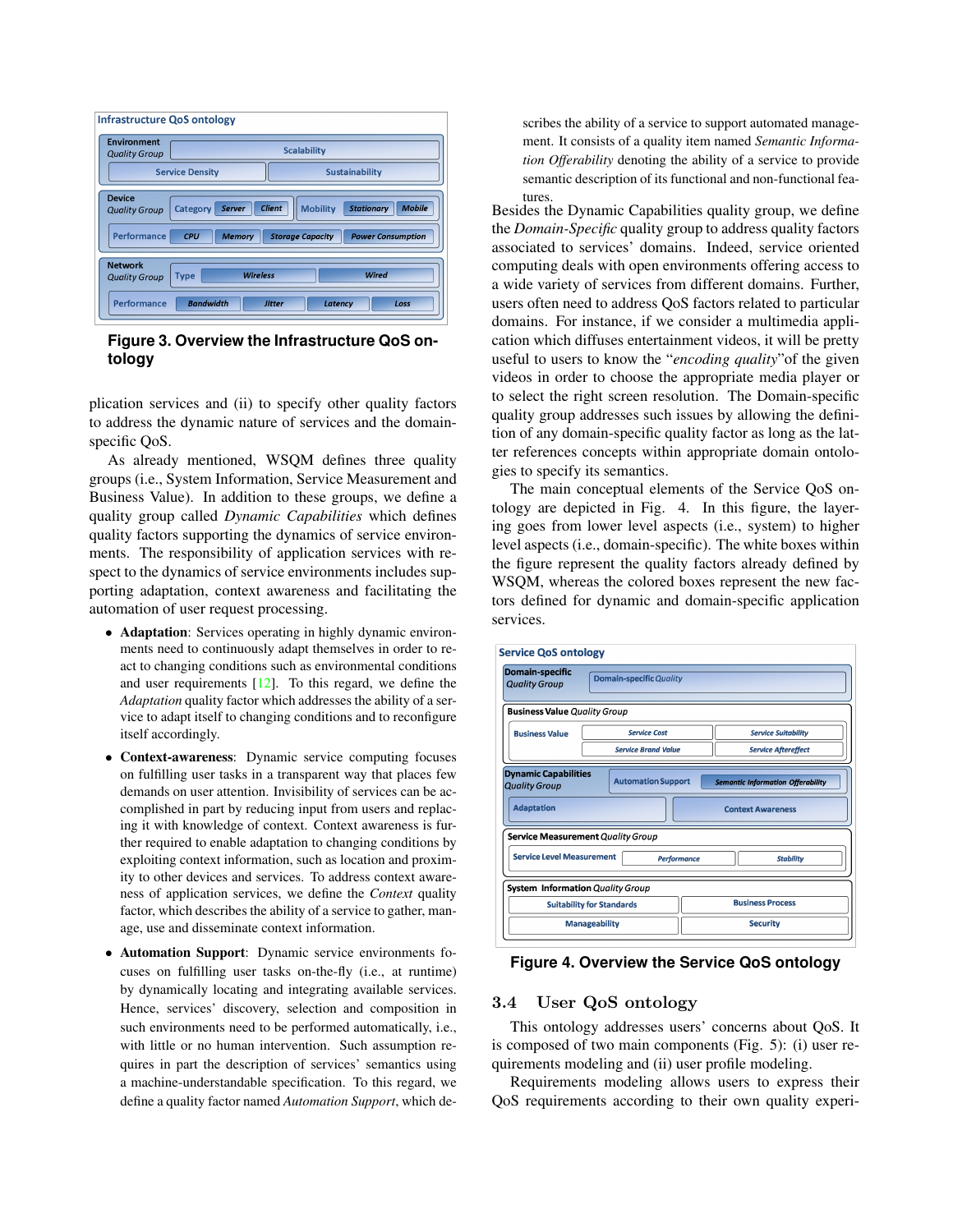Infrastructure QoS ontology

Environment Quality Group
Scalability
Service Density
Sustainability

Device Quality Group
Category: Server, Client
Mobility: Stationary, Mobile
Performance: CPU, Memory, Storage Capacity, Power Consumption

Network Quality Group
Type: Wireless, Wired
Performance: Bandwidth, Jitter, Latency, Loss

**Figure 3. Overview the Infrastructure QoS ontology**

plication services and (ii) to specify other quality factors to address the dynamic nature of services and the domain-specific QoS.

As already mentioned, WSQM defines three quality groups (i.e., System Information, Service Measurement and Business Value). In addition to these groups, we define a quality group called *Dynamic Capabilities* which defines quality factors supporting the dynamics of service environments. The responsibility of application services with respect to the dynamics of service environments includes supporting adaptation, context awareness and facilitating the automation of user request processing.

- **Adaptation**: Services operating in highly dynamic environments need to continuously adapt themselves in order to react to changing conditions such as environmental conditions and user requirements [12]. To this regard, we define the *Adaptation* quality factor which addresses the ability of a service to adapt itself to changing conditions and to reconfigure itself accordingly.
- **Context-awareness**: Dynamic service computing focuses on fulfilling user tasks in a transparent way that places few demands on user attention. Invisibility of services can be accomplished in part by reducing input from users and replacing it with knowledge of context. Context awareness is further required to enable adaptation to changing conditions by exploiting context information, such as location and proximity to other devices and services. To address context awareness of application services, we define the *Context* quality factor, which describes the ability of a service to gather, manage, use and disseminate context information.
- **Automation Support**: Dynamic service environments focuses on fulfilling user tasks on-the-fly (i.e., at runtime) by dynamically locating and integrating available services. Hence, services' discovery, selection and composition in such environments need to be performed automatically, i.e., with little or no human intervention. Such assumption requires in part the description of services' semantics using a machine-understandable specification. To this regard, we define a quality factor named *Automation Support*, which describes the ability of a service to support automated management. It consists of a quality item named *Semantic Information Offerability* denoting the ability of a service to provide semantic description of its functional and non-functional features.

Besides the Dynamic Capabilities quality group, we define the *Domain-Specific* quality group to address quality factors associated to services' domains. Indeed, service oriented computing deals with open environments offering access to a wide variety of services from different domains. Further, users often need to address QoS factors related to particular domains. For instance, if we consider a multimedia application which diffuses entertainment videos, it will be pretty useful to users to know the "*encoding quality*"of the given videos in order to choose the appropriate media player or to select the right screen resolution. The Domain-specific quality group addresses such issues by allowing the definition of any domain-specific quality factor as long as the latter references concepts within appropriate domain ontologies to specify its semantics.

The main conceptual elements of the Service QoS ontology are depicted in Fig. 4. In this figure, the layering goes from lower level aspects (i.e., system) to higher level aspects (i.e., domain-specific). The white boxes within the figure represent the quality factors already defined by WSQM, whereas the colored boxes represent the new factors defined for dynamic and domain-specific application services.

Service QoS ontology

Domain-specific Quality Group
Domain-specific Quality

Business Value Quality Group
Business Value: Service Cost, Service Suitability, Service Brand Value, Service Aftereffect

Dynamic Capabilities Quality Group
Automation Support: Semantic Information Offerability
Adaptation
Context Awareness

Service Measurement Quality Group
Service Level Measurement: Performance, Stability

System Information Quality Group
Suitability for Standards
Business Process
Manageability
Security

**Figure 4. Overview the Service QoS ontology**

## 3.4 User QoS ontology

This ontology addresses users' concerns about QoS. It is composed of two main components (Fig. 5): (i) user requirements modeling and (ii) user profile modeling.

Requirements modeling allows users to express their QoS requirements according to their own quality experi-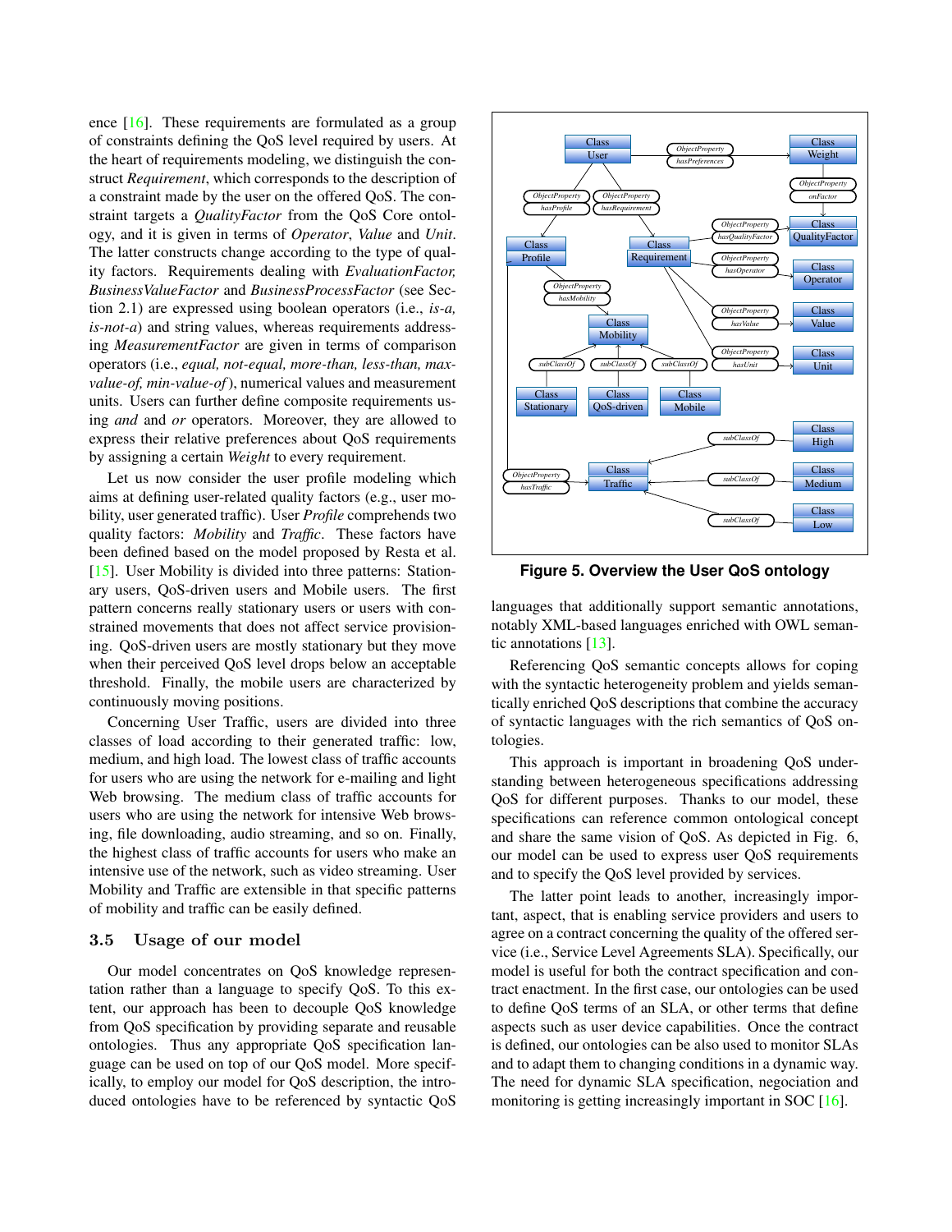ence [16]. These requirements are formulated as a group of constraints defining the QoS level required by users. At the heart of requirements modeling, we distinguish the construct *Requirement*, which corresponds to the description of a constraint made by the user on the offered QoS. The constraint targets a *QualityFactor* from the QoS Core ontology, and it is given in terms of *Operator*, *Value* and *Unit*. The latter constructs change according to the type of quality factors. Requirements dealing with *EvaluationFactor, BusinessValueFactor* and *BusinessProcessFactor* (see Section 2.1) are expressed using boolean operators (i.e., *is-a, is-not-a*) and string values, whereas requirements addressing *MeasurementFactor* are given in terms of comparison operators (i.e., *equal, not-equal, more-than, less-than, max-value-of, min-value-of*), numerical values and measurement units. Users can further define composite requirements using *and* and *or* operators. Moreover, they are allowed to express their relative preferences about QoS requirements by assigning a certain *Weight* to every requirement.

Let us now consider the user profile modeling which aims at defining user-related quality factors (e.g., user mobility, user generated traffic). User *Profile* comprehends two quality factors: *Mobility* and *Traffic*. These factors have been defined based on the model proposed by Resta et al. [15]. User Mobility is divided into three patterns: Stationary users, QoS-driven users and Mobile users. The first pattern concerns really stationary users or users with constrained movements that does not affect service provisioning. QoS-driven users are mostly stationary but they move when their perceived QoS level drops below an acceptable threshold. Finally, the mobile users are characterized by continuously moving positions.

Concerning User Traffic, users are divided into three classes of load according to their generated traffic: low, medium, and high load. The lowest class of traffic accounts for users who are using the network for e-mailing and light Web browsing. The medium class of traffic accounts for users who are using the network for intensive Web browsing, file downloading, audio streaming, and so on. Finally, the highest class of traffic accounts for users who make an intensive use of the network, such as video streaming. User Mobility and Traffic are extensible in that specific patterns of mobility and traffic can be easily defined.

### 3.5 Usage of our model

Our model concentrates on QoS knowledge representation rather than a language to specify QoS. To this extent, our approach has been to decouple QoS knowledge from QoS specification by providing separate and reusable ontologies. Thus any appropriate QoS specification language can be used on top of our QoS model. More specifically, to employ our model for QoS description, the introduced ontologies have to be referenced by syntactic QoS languages that additionally support semantic annotations, notably XML-based languages enriched with OWL semantic annotations [13].

Class User
ObjectProperty hasPreferences
Class Weight
ObjectProperty onFactor
ObjectProperty hasProfile
ObjectProperty hasRequirement
ObjectProperty hasQualityFactor
Class QualityFactor
Class Profile
Class Requirement
ObjectProperty hasOperator
Class Operator
ObjectProperty hasMobility
Class Mobility
ObjectProperty hasValue
Class Value
ObjectProperty hasUnit
Class Unit
subClassOf
subClassOf
subClassOf
Class Stationary
Class QoS-driven
Class Mobile
subClassOf
Class High
ObjectProperty hasTraffic
Class Traffic
subClassOf
Class Medium
subClassOf
Class Low

**Figure 5. Overview the User QoS ontology**

Referencing QoS semantic concepts allows for coping with the syntactic heterogeneity problem and yields semantically enriched QoS descriptions that combine the accuracy of syntactic languages with the rich semantics of QoS ontologies.

This approach is important in broadening QoS understanding between heterogeneous specifications addressing QoS for different purposes. Thanks to our model, these specifications can reference common ontological concept and share the same vision of QoS. As depicted in Fig. 6, our model can be used to express user QoS requirements and to specify the QoS level provided by services.

The latter point leads to another, increasingly important, aspect, that is enabling service providers and users to agree on a contract concerning the quality of the offered service (i.e., Service Level Agreements SLA). Specifically, our model is useful for both the contract specification and contract enactment. In the first case, our ontologies can be used to define QoS terms of an SLA, or other terms that define aspects such as user device capabilities. Once the contract is defined, our ontologies can be also used to monitor SLAs and to adapt them to changing conditions in a dynamic way. The need for dynamic SLA specification, negociation and monitoring is getting increasingly important in SOC [16].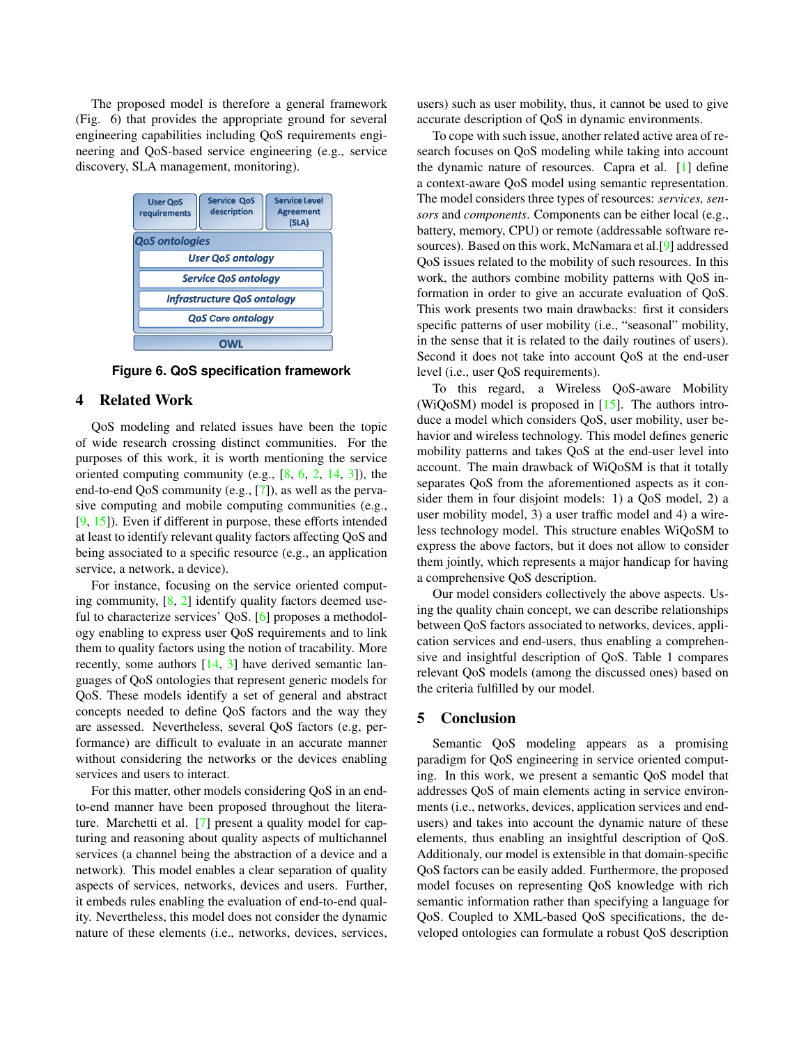The proposed model is therefore a general framework (Fig. 6) that provides the appropriate ground for several engineering capabilities including QoS requirements engineering and QoS-based service engineering (e.g., service discovery, SLA management, monitoring).

**Figure 6. QoS specification framework**

## 4 Related Work

QoS modeling and related issues have been the topic of wide research crossing distinct communities. For the purposes of this work, it is worth mentioning the service oriented computing community (e.g., [8, 6, 2, 14, 3]), the end-to-end QoS community (e.g., [7]), as well as the pervasive computing and mobile computing communities (e.g., [9, 15]). Even if different in purpose, these efforts intended at least to identify relevant quality factors affecting QoS and being associated to a specific resource (e.g., an application service, a network, a device).

For instance, focusing on the service oriented computing community, [8, 2] identify quality factors deemed useful to characterize services' QoS. [6] proposes a methodology enabling to express user QoS requirements and to link them to quality factors using the notion of tracability. More recently, some authors [14, 3] have derived semantic languages of QoS ontologies that represent generic models for QoS. These models identify a set of general and abstract concepts needed to define QoS factors and the way they are assessed. Nevertheless, several QoS factors (e.g, performance) are difficult to evaluate in an accurate manner without considering the networks or the devices enabling services and users to interact.

For this matter, other models considering QoS in an end-to-end manner have been proposed throughout the literature. Marchetti et al. [7] present a quality model for capturing and reasoning about quality aspects of multichannel services (a channel being the abstraction of a device and a network). This model enables a clear separation of quality aspects of services, networks, devices and users. Further, it embeds rules enabling the evaluation of end-to-end quality. Nevertheless, this model does not consider the dynamic nature of these elements (i.e., networks, devices, services, users) such as user mobility, thus, it cannot be used to give accurate description of QoS in dynamic environments.

To cope with such issue, another related active area of research focuses on QoS modeling while taking into account the dynamic nature of resources. Capra et al. [1] define a context-aware QoS model using semantic representation. The model considers three types of resources: *services, sensors* and *components*. Components can be either local (e.g., battery, memory, CPU) or remote (addressable software resources). Based on this work, McNamara et al.[9] addressed QoS issues related to the mobility of such resources. In this work, the authors combine mobility patterns with QoS information in order to give an accurate evaluation of QoS. This work presents two main drawbacks: first it considers specific patterns of user mobility (i.e., "seasonal" mobility, in the sense that it is related to the daily routines of users). Second it does not take into account QoS at the end-user level (i.e., user QoS requirements).

To this regard, a Wireless QoS-aware Mobility (WiQoSM) model is proposed in [15]. The authors introduce a model which considers QoS, user mobility, user behavior and wireless technology. This model defines generic mobility patterns and takes QoS at the end-user level into account. The main drawback of WiQoSM is that it totally separates QoS from the aforementioned aspects as it consider them in four disjoint models: 1) a QoS model, 2) a user mobility model, 3) a user traffic model and 4) a wireless technology model. This structure enables WiQoSM to express the above factors, but it does not allow to consider them jointly, which represents a major handicap for having a comprehensive QoS description.

Our model considers collectively the above aspects. Using the quality chain concept, we can describe relationships between QoS factors associated to networks, devices, application services and end-users, thus enabling a comprehensive and insightful description of QoS. Table 1 compares relevant QoS models (among the discussed ones) based on the criteria fulfilled by our model.

## 5 Conclusion

Semantic QoS modeling appears as a promising paradigm for QoS engineering in service oriented computing. In this work, we present a semantic QoS model that addresses QoS of main elements acting in service environments (i.e., networks, devices, application services and end-users) and takes into account the dynamic nature of these elements, thus enabling an insightful description of QoS. Additionaly, our model is extensible in that domain-specific QoS factors can be easily added. Furthermore, the proposed model focuses on representing QoS knowledge with rich semantic information rather than specifying a language for QoS. Coupled to XML-based QoS specifications, the developed ontologies can formulate a robust QoS description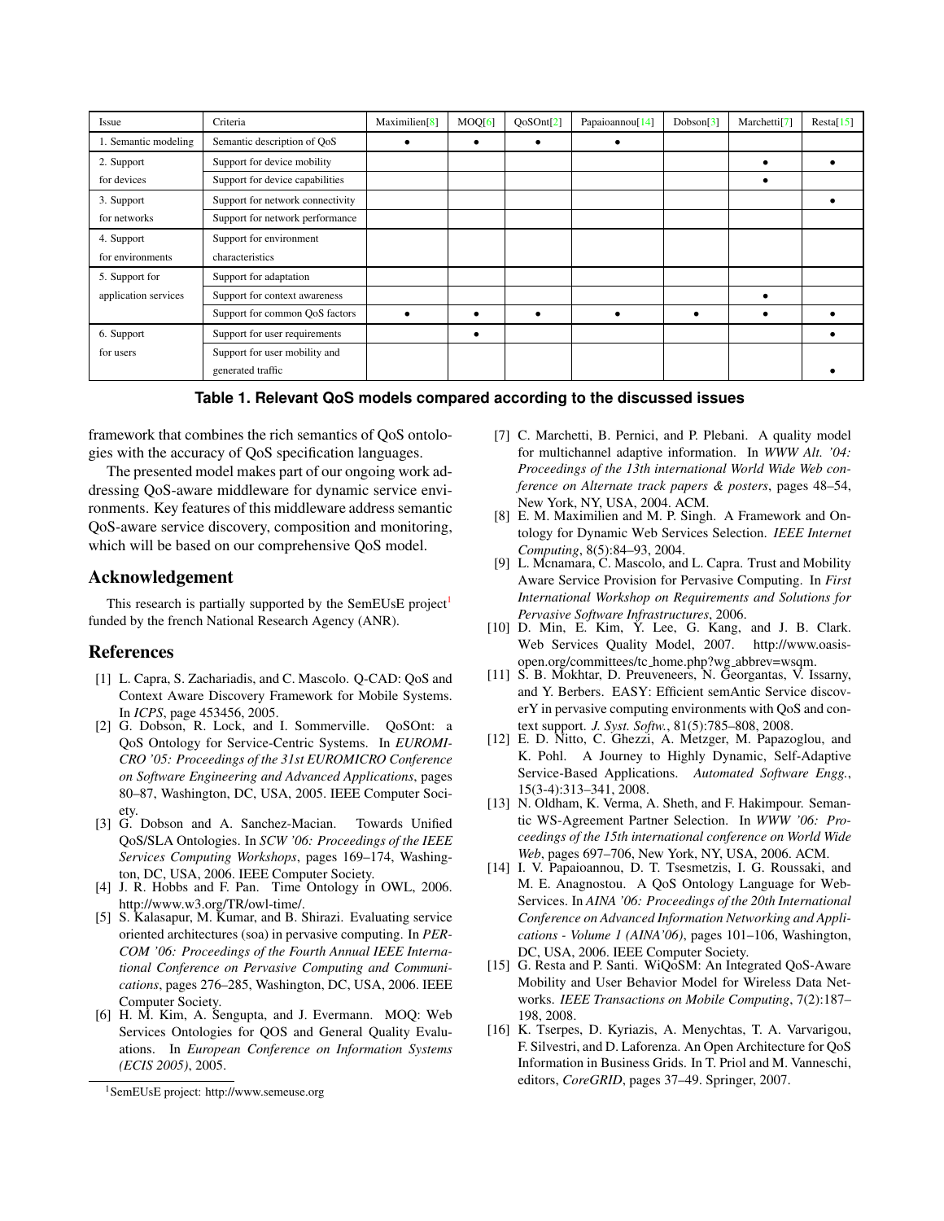| Issue | Criteria | Maximilien[8] | MOQ[6] | QoSOnt[2] | Papaioannou[14] | Dobson[3] | Marchetti[7] | Resta[15] |
|---|---|---|---|---|---|---|---|---|
| 1. Semantic modeling | Semantic description of QoS | • | • | • | • | | | |
| 2. Support for devices | Support for device mobility | | | | | | • | • |
| | Support for device capabilities | | | | | | • | |
| 3. Support for networks | Support for network connectivity | | | | | | | • |
| | Support for network performance | | | | | | | |
| 4. Support for environments | Support for environment characteristics | | | | | | | |
| 5. Support for application services | Support for adaptation | | | | | | | |
| | Support for context awareness | | | | | | • | |
| | Support for common QoS factors | • | • | • | • | • | • | • |
| 6. Support for users | Support for user requirements | | • | | | | | • |
| | Support for user mobility and generated traffic | | | | | | | • |

**Table 1. Relevant QoS models compared according to the discussed issues**

framework that combines the rich semantics of QoS ontologies with the accuracy of QoS specification languages.

The presented model makes part of our ongoing work addressing QoS-aware middleware for dynamic service environments. Key features of this middleware address semantic QoS-aware service discovery, composition and monitoring, which will be based on our comprehensive QoS model.

## Acknowledgement

This research is partially supported by the SemEUsE project[1] funded by the french National Research Agency (ANR).

## References

[1] L. Capra, S. Zachariadis, and C. Mascolo. Q-CAD: QoS and Context Aware Discovery Framework for Mobile Systems. In *ICPS*, page 453456, 2005.

[2] G. Dobson, R. Lock, and I. Sommerville. QoSOnt: a QoS Ontology for Service-Centric Systems. In *EUROMICRO '05: Proceedings of the 31st EUROMICRO Conference on Software Engineering and Advanced Applications*, pages 80–87, Washington, DC, USA, 2005. IEEE Computer Society.

[3] G. Dobson and A. Sanchez-Macian. Towards Unified QoS/SLA Ontologies. In *SCW '06: Proceedings of the IEEE Services Computing Workshops*, pages 169–174, Washington, DC, USA, 2006. IEEE Computer Society.

[4] J. R. Hobbs and F. Pan. Time Ontology in OWL, 2006. http://www.w3.org/TR/owl-time/.

[5] S. Kalasapur, M. Kumar, and B. Shirazi. Evaluating service oriented architectures (soa) in pervasive computing. In *PERCOM '06: Proceedings of the Fourth Annual IEEE International Conference on Pervasive Computing and Communications*, pages 276–285, Washington, DC, USA, 2006. IEEE Computer Society.

[6] H. M. Kim, A. Sengupta, and J. Evermann. MOQ: Web Services Ontologies for QOS and General Quality Evaluations. In *European Conference on Information Systems (ECIS 2005)*, 2005.

[7] C. Marchetti, B. Pernici, and P. Plebani. A quality model for multichannel adaptive information. In *WWW Alt. '04: Proceedings of the 13th international World Wide Web conference on Alternate track papers & posters*, pages 48–54, New York, NY, USA, 2004. ACM.

[8] E. M. Maximilien and M. P. Singh. A Framework and Ontology for Dynamic Web Services Selection. *IEEE Internet Computing*, 8(5):84–93, 2004.

[9] L. Mcnamara, C. Mascolo, and L. Capra. Trust and Mobility Aware Service Provision for Pervasive Computing. In *First International Workshop on Requirements and Solutions for Pervasive Software Infrastructures*, 2006.

[10] D. Min, E. Kim, Y. Lee, G. Kang, and J. B. Clark. Web Services Quality Model, 2007. http://www.oasis-open.org/committees/tc_home.php?wg_abbrev=wsqm.

[11] S. B. Mokhtar, D. Preuveneers, N. Georgantas, V. Issarny, and Y. Berbers. EASY: Efficient semAntic Service discoverY in pervasive computing environments with QoS and context support. *J. Syst. Softw.*, 81(5):785–808, 2008.

[12] E. D. Nitto, C. Ghezzi, A. Metzger, M. Papazoglou, and K. Pohl. A Journey to Highly Dynamic, Self-Adaptive Service-Based Applications. *Automated Software Engg.*, 15(3-4):313–341, 2008.

[13] N. Oldham, K. Verma, A. Sheth, and F. Hakimpour. Semantic WS-Agreement Partner Selection. In *WWW '06: Proceedings of the 15th international conference on World Wide Web*, pages 697–706, New York, NY, USA, 2006. ACM.

[14] I. V. Papaioannou, D. T. Tsesmetzis, I. G. Roussaki, and M. E. Anagnostou. A QoS Ontology Language for Web-Services. In *AINA '06: Proceedings of the 20th International Conference on Advanced Information Networking and Applications - Volume 1 (AINA'06)*, pages 101–106, Washington, DC, USA, 2006. IEEE Computer Society.

[15] G. Resta and P. Santi. WiQoSM: An Integrated QoS-Aware Mobility and User Behavior Model for Wireless Data Networks. *IEEE Transactions on Mobile Computing*, 7(2):187–198, 2008.

[16] K. Tserpes, D. Kyriazis, A. Menychtas, T. A. Varvarigou, F. Silvestri, and D. Laforenza. An Open Architecture for QoS Information in Business Grids. In T. Priol and M. Vanneschi, editors, *CoreGRID*, pages 37–49. Springer, 2007.

[1] SemEUsE project: http://www.semeuse.org